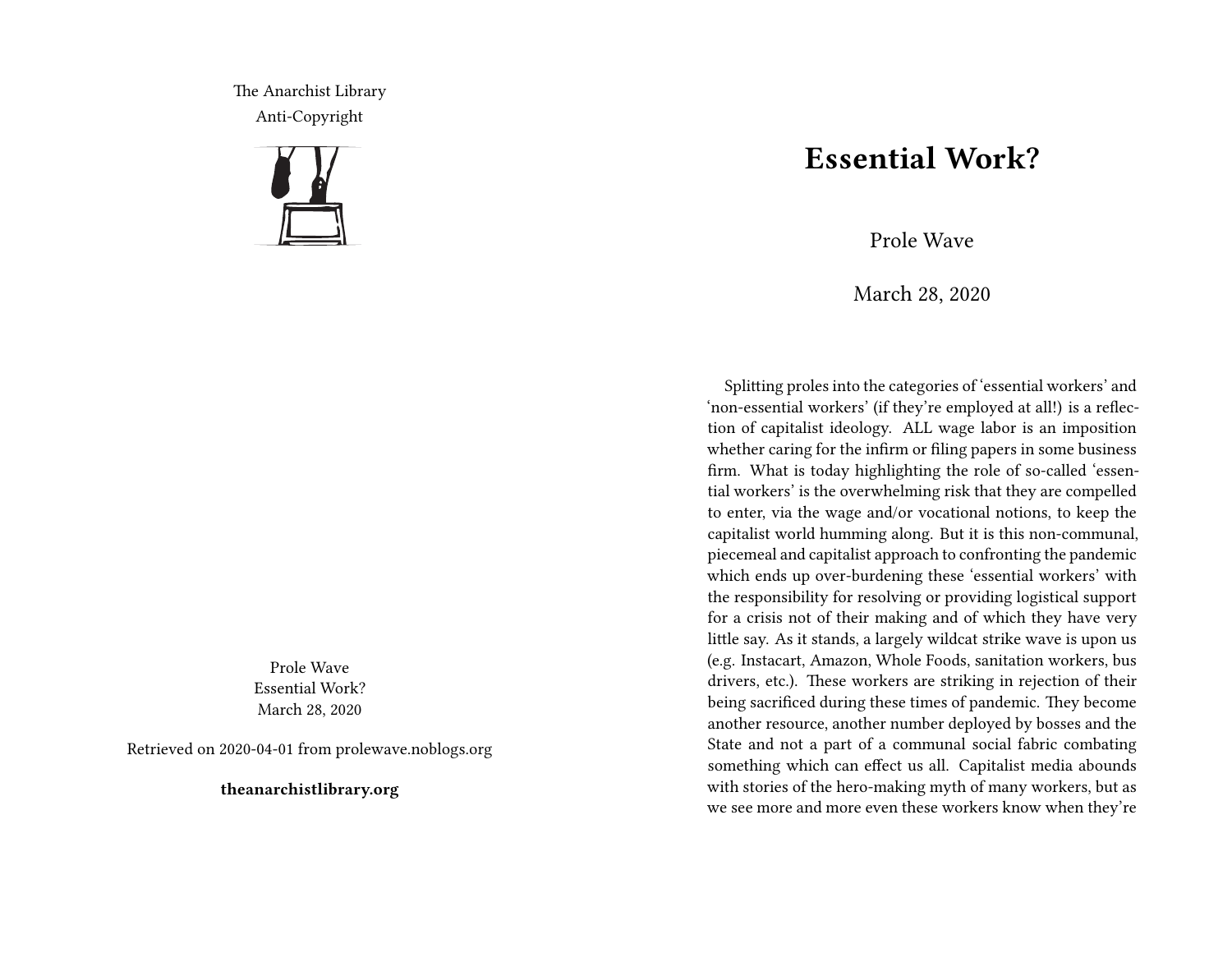The Anarchist Library
Anti-Copyright

Prole Wave
Essential Work?
March 28, 2020

Retrieved on 2020-04-01 from prolewave.noblogs.org

**theanarchistlibrary.org**

# Essential Work?

Prole Wave

March 28, 2020

Splitting proles into the categories of 'essential workers' and 'non-essential workers' (if they're employed at all!) is a reflection of capitalist ideology. ALL wage labor is an imposition whether caring for the infirm or filing papers in some business firm. What is today highlighting the role of so-called 'essential workers' is the overwhelming risk that they are compelled to enter, via the wage and/or vocational notions, to keep the capitalist world humming along. But it is this non-communal, piecemeal and capitalist approach to confronting the pandemic which ends up over-burdening these 'essential workers' with the responsibility for resolving or providing logistical support for a crisis not of their making and of which they have very little say. As it stands, a largely wildcat strike wave is upon us (e.g. Instacart, Amazon, Whole Foods, sanitation workers, bus drivers, etc.). These workers are striking in rejection of their being sacrificed during these times of pandemic. They become another resource, another number deployed by bosses and the State and not a part of a communal social fabric combating something which can effect us all. Capitalist media abounds with stories of the hero-making myth of many workers, but as we see more and more even these workers know when they're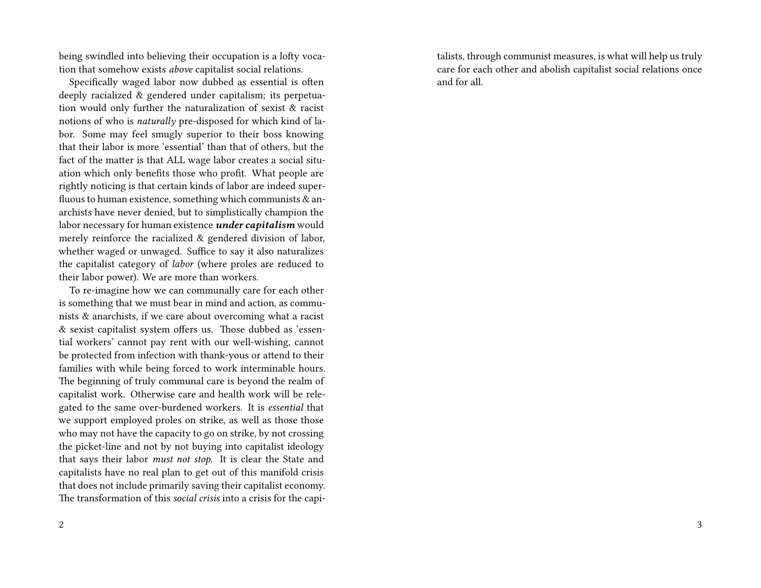being swindled into believing their occupation is a lofty vocation that somehow exists *above* capitalist social relations.

Specifically waged labor now dubbed as essential is often deeply racialized & gendered under capitalism; its perpetuation would only further the naturalization of sexist & racist notions of who is *naturally* pre-disposed for which kind of labor. Some may feel smugly superior to their boss knowing that their labor is more 'essential' than that of others, but the fact of the matter is that ALL wage labor creates a social situation which only benefits those who profit. What people are rightly noticing is that certain kinds of labor are indeed superfluous to human existence, something which communists & anarchists have never denied, but to simplistically champion the labor necessary for human existence ***under capitalism*** would merely reinforce the racialized & gendered division of labor, whether waged or unwaged. Suffice to say it also naturalizes the capitalist category of *labor* (where proles are reduced to their labor power). We are more than workers.

To re-imagine how we can communally care for each other is something that we must bear in mind and action, as communists & anarchists, if we care about overcoming what a racist & sexist capitalist system offers us. Those dubbed as 'essential workers' cannot pay rent with our well-wishing, cannot be protected from infection with thank-yous or attend to their families with while being forced to work interminable hours. The beginning of truly communal care is beyond the realm of capitalist work. Otherwise care and health work will be relegated to the same over-burdened workers. It is *essential* that we support employed proles on strike, as well as those those who may not have the capacity to go on strike, by not crossing the picket-line and not by not buying into capitalist ideology that says their labor *must not stop.* It is clear the State and capitalists have no real plan to get out of this manifold crisis that does not include primarily saving their capitalist economy. The transformation of this *social crisis* into a crisis for the capitalists, through communist measures, is what will help us truly care for each other and abolish capitalist social relations once and for all.